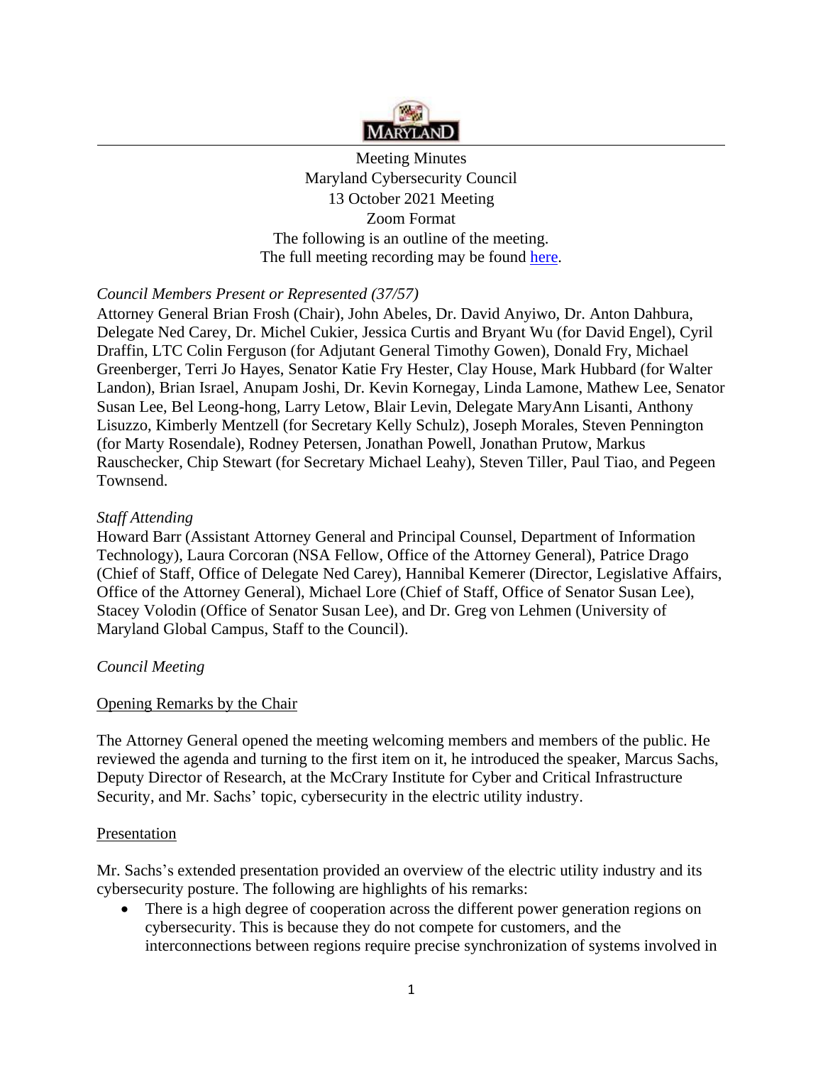Meeting Minutes
Maryland Cybersecurity Council
13 October 2021 Meeting
Zoom Format
The following is an outline of the meeting.
The full meeting recording may be found here.

*Council Members Present or Represented (37/57)*

Attorney General Brian Frosh (Chair), John Abeles, Dr. David Anyiwo, Dr. Anton Dahbura, Delegate Ned Carey, Dr. Michel Cukier, Jessica Curtis and Bryant Wu (for David Engel), Cyril Draffin, LTC Colin Ferguson (for Adjutant General Timothy Gowen), Donald Fry, Michael Greenberger, Terri Jo Hayes, Senator Katie Fry Hester, Clay House, Mark Hubbard (for Walter Landon), Brian Israel, Anupam Joshi, Dr. Kevin Kornegay, Linda Lamone, Mathew Lee, Senator Susan Lee, Bel Leong-hong, Larry Letow, Blair Levin, Delegate MaryAnn Lisanti, Anthony Lisuzzo, Kimberly Mentzell (for Secretary Kelly Schulz), Joseph Morales, Steven Pennington (for Marty Rosendale), Rodney Petersen, Jonathan Powell, Jonathan Prutow, Markus Rauschecker, Chip Stewart (for Secretary Michael Leahy), Steven Tiller, Paul Tiao, and Pegeen Townsend.

*Staff Attending*

Howard Barr (Assistant Attorney General and Principal Counsel, Department of Information Technology), Laura Corcoran (NSA Fellow, Office of the Attorney General), Patrice Drago (Chief of Staff, Office of Delegate Ned Carey), Hannibal Kemerer (Director, Legislative Affairs, Office of the Attorney General), Michael Lore (Chief of Staff, Office of Senator Susan Lee), Stacey Volodin (Office of Senator Susan Lee), and Dr. Greg von Lehmen (University of Maryland Global Campus, Staff to the Council).

*Council Meeting*

Opening Remarks by the Chair

The Attorney General opened the meeting welcoming members and members of the public. He reviewed the agenda and turning to the first item on it, he introduced the speaker, Marcus Sachs, Deputy Director of Research, at the McCrary Institute for Cyber and Critical Infrastructure Security, and Mr. Sachs' topic, cybersecurity in the electric utility industry.

Presentation

Mr. Sachs's extended presentation provided an overview of the electric utility industry and its cybersecurity posture. The following are highlights of his remarks:

- There is a high degree of cooperation across the different power generation regions on cybersecurity. This is because they do not compete for customers, and the interconnections between regions require precise synchronization of systems involved in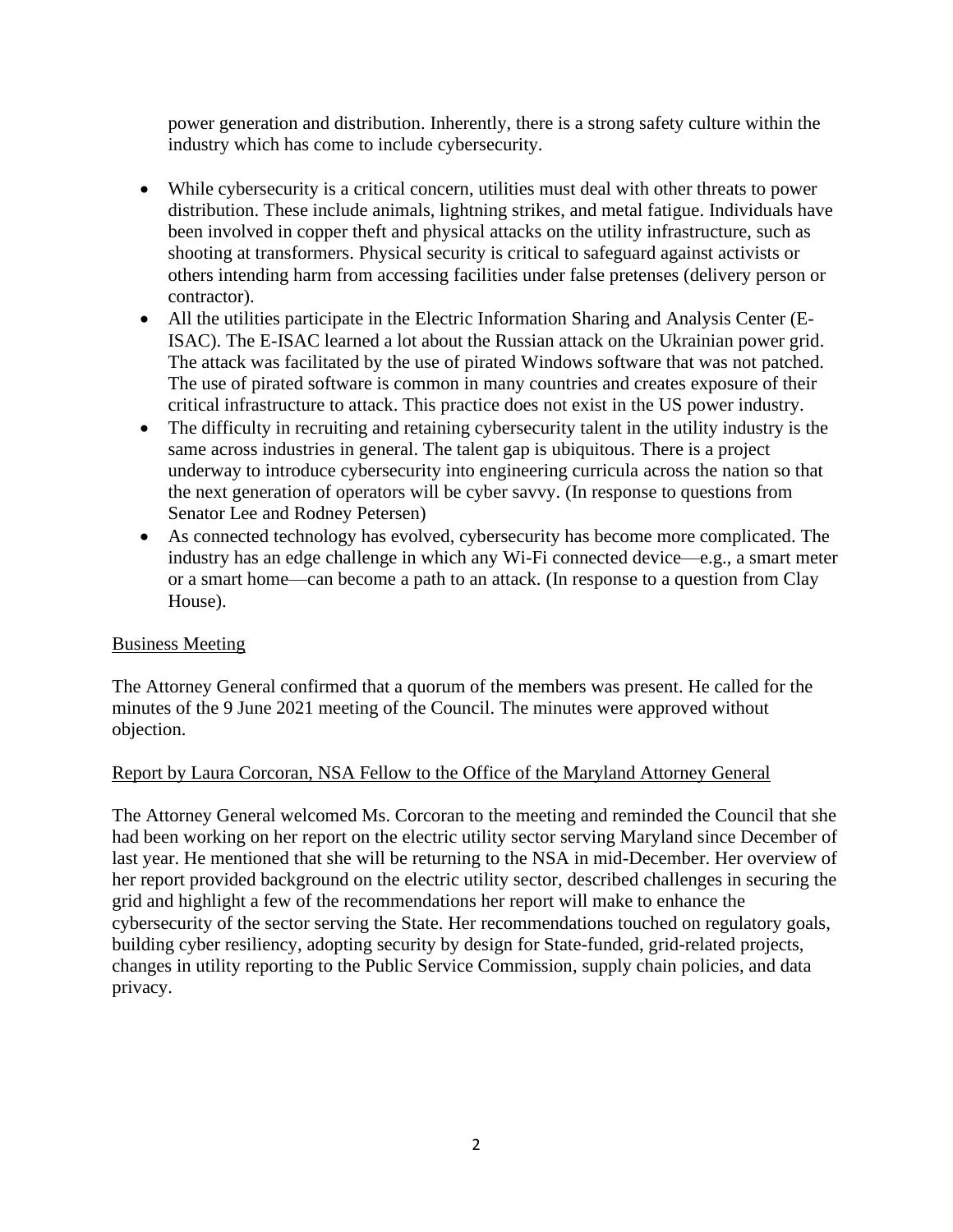power generation and distribution. Inherently, there is a strong safety culture within the industry which has come to include cybersecurity.

- While cybersecurity is a critical concern, utilities must deal with other threats to power distribution. These include animals, lightning strikes, and metal fatigue. Individuals have been involved in copper theft and physical attacks on the utility infrastructure, such as shooting at transformers. Physical security is critical to safeguard against activists or others intending harm from accessing facilities under false pretenses (delivery person or contractor).
- All the utilities participate in the Electric Information Sharing and Analysis Center (E-ISAC). The E-ISAC learned a lot about the Russian attack on the Ukrainian power grid. The attack was facilitated by the use of pirated Windows software that was not patched. The use of pirated software is common in many countries and creates exposure of their critical infrastructure to attack. This practice does not exist in the US power industry.
- The difficulty in recruiting and retaining cybersecurity talent in the utility industry is the same across industries in general. The talent gap is ubiquitous. There is a project underway to introduce cybersecurity into engineering curricula across the nation so that the next generation of operators will be cyber savvy. (In response to questions from Senator Lee and Rodney Petersen)
- As connected technology has evolved, cybersecurity has become more complicated. The industry has an edge challenge in which any Wi-Fi connected device—e.g., a smart meter or a smart home—can become a path to an attack. (In response to a question from Clay House).

## Business Meeting

The Attorney General confirmed that a quorum of the members was present. He called for the minutes of the 9 June 2021 meeting of the Council. The minutes were approved without objection.

## Report by Laura Corcoran, NSA Fellow to the Office of the Maryland Attorney General

The Attorney General welcomed Ms. Corcoran to the meeting and reminded the Council that she had been working on her report on the electric utility sector serving Maryland since December of last year. He mentioned that she will be returning to the NSA in mid-December. Her overview of her report provided background on the electric utility sector, described challenges in securing the grid and highlight a few of the recommendations her report will make to enhance the cybersecurity of the sector serving the State. Her recommendations touched on regulatory goals, building cyber resiliency, adopting security by design for State-funded, grid-related projects, changes in utility reporting to the Public Service Commission, supply chain policies, and data privacy.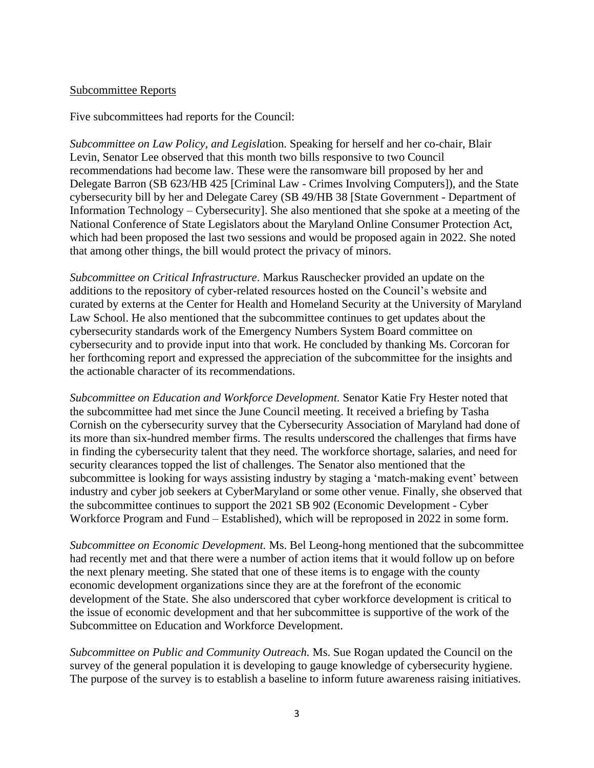Subcommittee Reports

Five subcommittees had reports for the Council:

*Subcommittee on Law Policy, and Legislat*ion. Speaking for herself and her co-chair, Blair Levin, Senator Lee observed that this month two bills responsive to two Council recommendations had become law. These were the ransomware bill proposed by her and Delegate Barron (SB 623/HB 425 [Criminal Law - Crimes Involving Computers]), and the State cybersecurity bill by her and Delegate Carey (SB 49/HB 38 [State Government - Department of Information Technology – Cybersecurity]. She also mentioned that she spoke at a meeting of the National Conference of State Legislators about the Maryland Online Consumer Protection Act, which had been proposed the last two sessions and would be proposed again in 2022. She noted that among other things, the bill would protect the privacy of minors.

*Subcommittee on Critical Infrastructure*. Markus Rauschecker provided an update on the additions to the repository of cyber-related resources hosted on the Council's website and curated by externs at the Center for Health and Homeland Security at the University of Maryland Law School. He also mentioned that the subcommittee continues to get updates about the cybersecurity standards work of the Emergency Numbers System Board committee on cybersecurity and to provide input into that work. He concluded by thanking Ms. Corcoran for her forthcoming report and expressed the appreciation of the subcommittee for the insights and the actionable character of its recommendations.

*Subcommittee on Education and Workforce Development.* Senator Katie Fry Hester noted that the subcommittee had met since the June Council meeting. It received a briefing by Tasha Cornish on the cybersecurity survey that the Cybersecurity Association of Maryland had done of its more than six-hundred member firms. The results underscored the challenges that firms have in finding the cybersecurity talent that they need. The workforce shortage, salaries, and need for security clearances topped the list of challenges. The Senator also mentioned that the subcommittee is looking for ways assisting industry by staging a 'match-making event' between industry and cyber job seekers at CyberMaryland or some other venue. Finally, she observed that the subcommittee continues to support the 2021 SB 902 (Economic Development - Cyber Workforce Program and Fund – Established), which will be reproposed in 2022 in some form.

*Subcommittee on Economic Development.* Ms. Bel Leong-hong mentioned that the subcommittee had recently met and that there were a number of action items that it would follow up on before the next plenary meeting. She stated that one of these items is to engage with the county economic development organizations since they are at the forefront of the economic development of the State. She also underscored that cyber workforce development is critical to the issue of economic development and that her subcommittee is supportive of the work of the Subcommittee on Education and Workforce Development.

*Subcommittee on Public and Community Outreach.* Ms. Sue Rogan updated the Council on the survey of the general population it is developing to gauge knowledge of cybersecurity hygiene. The purpose of the survey is to establish a baseline to inform future awareness raising initiatives.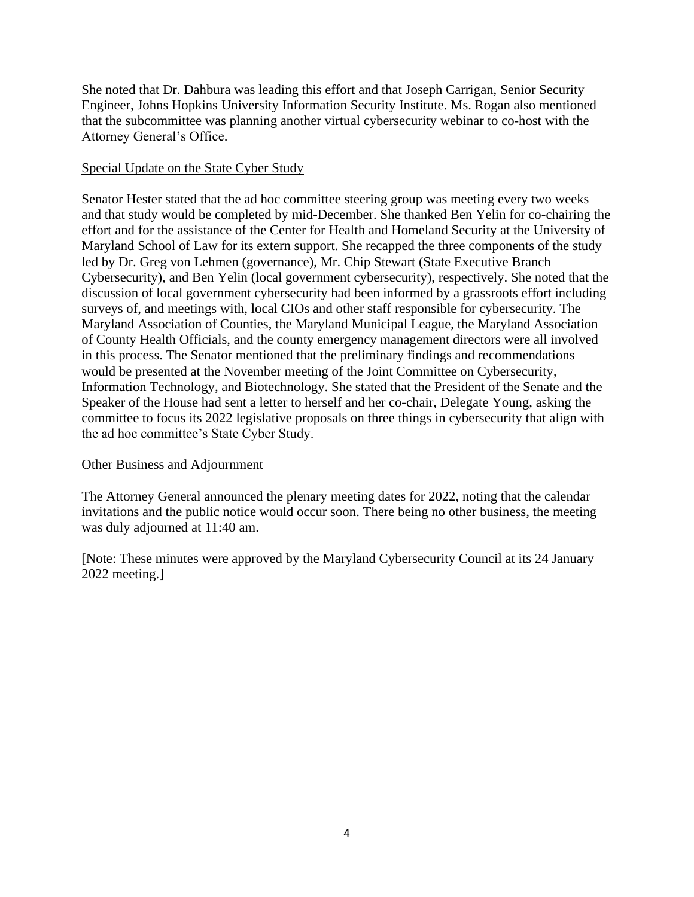She noted that Dr. Dahbura was leading this effort and that Joseph Carrigan, Senior Security Engineer, Johns Hopkins University Information Security Institute. Ms. Rogan also mentioned that the subcommittee was planning another virtual cybersecurity webinar to co-host with the Attorney General's Office.

Special Update on the State Cyber Study

Senator Hester stated that the ad hoc committee steering group was meeting every two weeks and that study would be completed by mid-December. She thanked Ben Yelin for co-chairing the effort and for the assistance of the Center for Health and Homeland Security at the University of Maryland School of Law for its extern support. She recapped the three components of the study led by Dr. Greg von Lehmen (governance), Mr. Chip Stewart (State Executive Branch Cybersecurity), and Ben Yelin (local government cybersecurity), respectively. She noted that the discussion of local government cybersecurity had been informed by a grassroots effort including surveys of, and meetings with, local CIOs and other staff responsible for cybersecurity. The Maryland Association of Counties, the Maryland Municipal League, the Maryland Association of County Health Officials, and the county emergency management directors were all involved in this process. The Senator mentioned that the preliminary findings and recommendations would be presented at the November meeting of the Joint Committee on Cybersecurity, Information Technology, and Biotechnology. She stated that the President of the Senate and the Speaker of the House had sent a letter to herself and her co-chair, Delegate Young, asking the committee to focus its 2022 legislative proposals on three things in cybersecurity that align with the ad hoc committee's State Cyber Study.

Other Business and Adjournment

The Attorney General announced the plenary meeting dates for 2022, noting that the calendar invitations and the public notice would occur soon. There being no other business, the meeting was duly adjourned at 11:40 am.

[Note: These minutes were approved by the Maryland Cybersecurity Council at its 24 January 2022 meeting.]